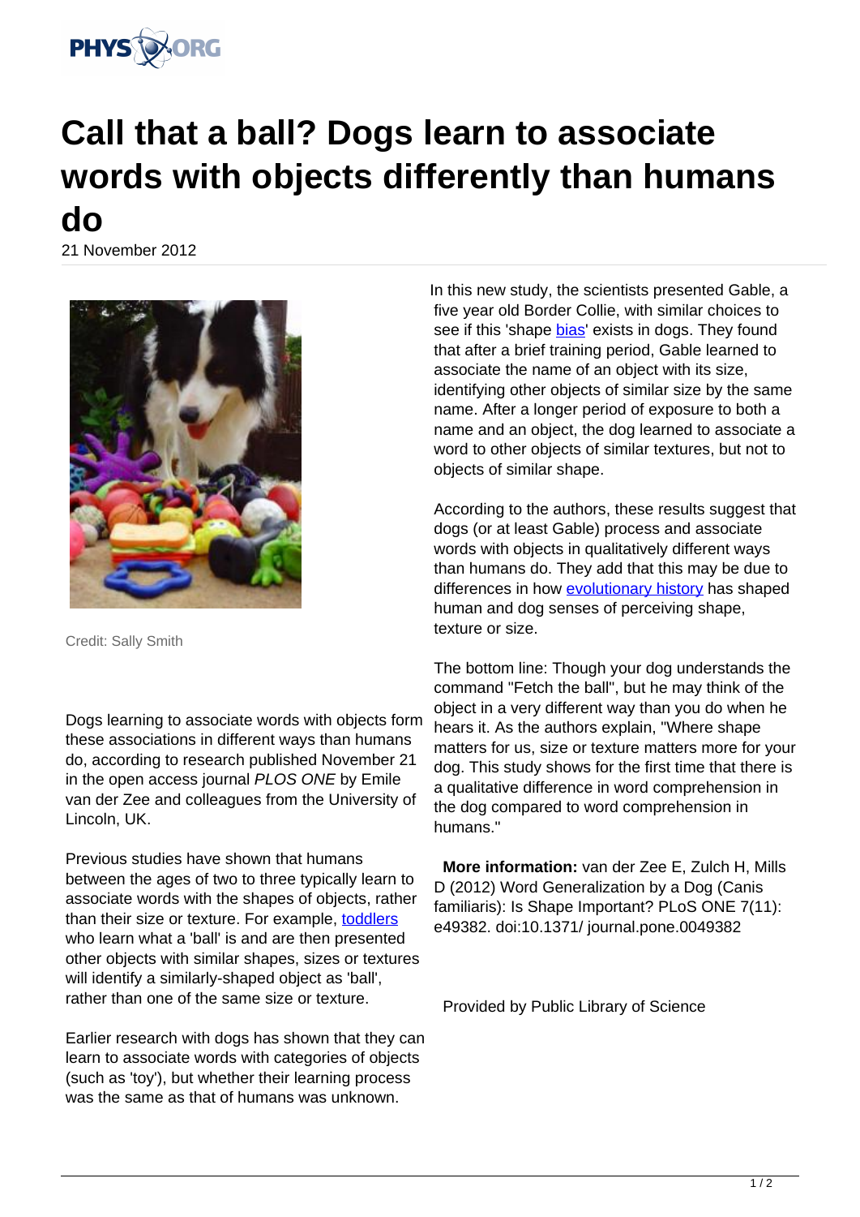# Call that a ball? Dogs learn to associate words with objects differently than humans do

21 November 2012

Credit: Sally Smith

Dogs learning to associate words with objects form these associations in different ways than humans do, according to research published November 21 in the open access journal *PLOS ONE* by Emile van der Zee and colleagues from the University of Lincoln, UK.

Previous studies have shown that humans between the ages of two to three typically learn to associate words with the shapes of objects, rather than their size or texture. For example, toddlers who learn what a 'ball' is and are then presented other objects with similar shapes, sizes or textures will identify a similarly-shaped object as 'ball', rather than one of the same size or texture.

Earlier research with dogs has shown that they can learn to associate words with categories of objects (such as 'toy'), but whether their learning process was the same as that of humans was unknown.

In this new study, the scientists presented Gable, a five year old Border Collie, with similar choices to see if this 'shape bias' exists in dogs. They found that after a brief training period, Gable learned to associate the name of an object with its size, identifying other objects of similar size by the same name. After a longer period of exposure to both a name and an object, the dog learned to associate a word to other objects of similar textures, but not to objects of similar shape.

According to the authors, these results suggest that dogs (or at least Gable) process and associate words with objects in qualitatively different ways than humans do. They add that this may be due to differences in how evolutionary history has shaped human and dog senses of perceiving shape, texture or size.

The bottom line: Though your dog understands the command "Fetch the ball", but he may think of the object in a very different way than you do when he hears it. As the authors explain, "Where shape matters for us, size or texture matters more for your dog. This study shows for the first time that there is a qualitative difference in word comprehension in the dog compared to word comprehension in humans."

**More information:** van der Zee E, Zulch H, Mills D (2012) Word Generalization by a Dog (Canis familiaris): Is Shape Important? PLoS ONE 7(11): e49382. doi:10.1371/ journal.pone.0049382

Provided by Public Library of Science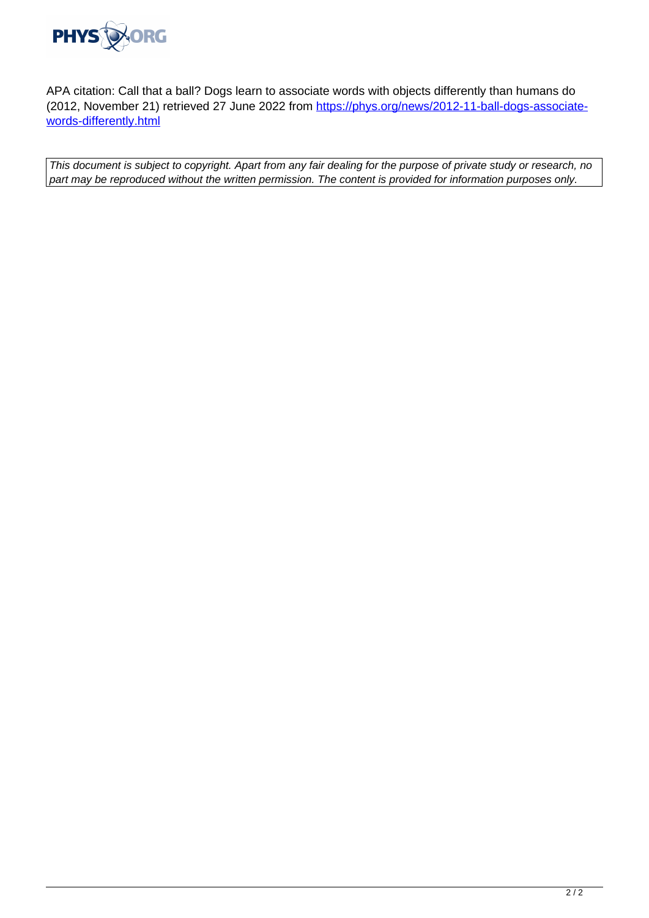APA citation: Call that a ball? Dogs learn to associate words with objects differently than humans do (2012, November 21) retrieved 27 June 2022 from https://phys.org/news/2012-11-ball-dogs-associate-words-differently.html

*This document is subject to copyright. Apart from any fair dealing for the purpose of private study or research, no part may be reproduced without the written permission. The content is provided for information purposes only.*